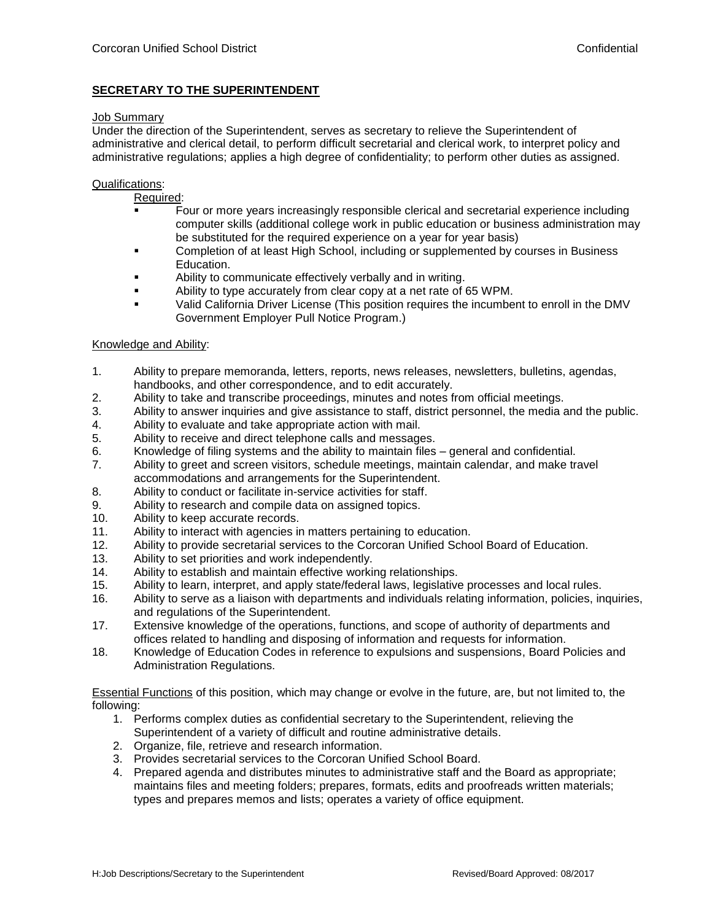## SECRETARY TO THE SUPERINTENDENT

### Job Summary

Under the direction of the Superintendent, serves as secretary to relieve the Superintendent of administrative and clerical detail, to perform difficult secretarial and clerical work, to interpret policy and administrative regulations; applies a high degree of confidentiality; to perform other duties as assigned.

### Qualifications:

Required:

- Four or more years increasingly responsible clerical and secretarial experience including computer skills (additional college work in public education or business administration may be substituted for the required experience on a year for year basis)
- Completion of at least High School, including or supplemented by courses in Business Education.
- Ability to communicate effectively verbally and in writing.
- Ability to type accurately from clear copy at a net rate of 65 WPM.
- Valid California Driver License (This position requires the incumbent to enroll in the DMV Government Employer Pull Notice Program.)

### Knowledge and Ability:

1. Ability to prepare memoranda, letters, reports, news releases, newsletters, bulletins, agendas, handbooks, and other correspondence, and to edit accurately.
2. Ability to take and transcribe proceedings, minutes and notes from official meetings.
3. Ability to answer inquiries and give assistance to staff, district personnel, the media and the public.
4. Ability to evaluate and take appropriate action with mail.
5. Ability to receive and direct telephone calls and messages.
6. Knowledge of filing systems and the ability to maintain files – general and confidential.
7. Ability to greet and screen visitors, schedule meetings, maintain calendar, and make travel accommodations and arrangements for the Superintendent.
8. Ability to conduct or facilitate in-service activities for staff.
9. Ability to research and compile data on assigned topics.
10. Ability to keep accurate records.
11. Ability to interact with agencies in matters pertaining to education.
12. Ability to provide secretarial services to the Corcoran Unified School Board of Education.
13. Ability to set priorities and work independently.
14. Ability to establish and maintain effective working relationships.
15. Ability to learn, interpret, and apply state/federal laws, legislative processes and local rules.
16. Ability to serve as a liaison with departments and individuals relating information, policies, inquiries, and regulations of the Superintendent.
17. Extensive knowledge of the operations, functions, and scope of authority of departments and offices related to handling and disposing of information and requests for information.
18. Knowledge of Education Codes in reference to expulsions and suspensions, Board Policies and Administration Regulations.

Essential Functions of this position, which may change or evolve in the future, are, but not limited to, the following:

1. Performs complex duties as confidential secretary to the Superintendent, relieving the Superintendent of a variety of difficult and routine administrative details.
2. Organize, file, retrieve and research information.
3. Provides secretarial services to the Corcoran Unified School Board.
4. Prepared agenda and distributes minutes to administrative staff and the Board as appropriate; maintains files and meeting folders; prepares, formats, edits and proofreads written materials; types and prepares memos and lists; operates a variety of office equipment.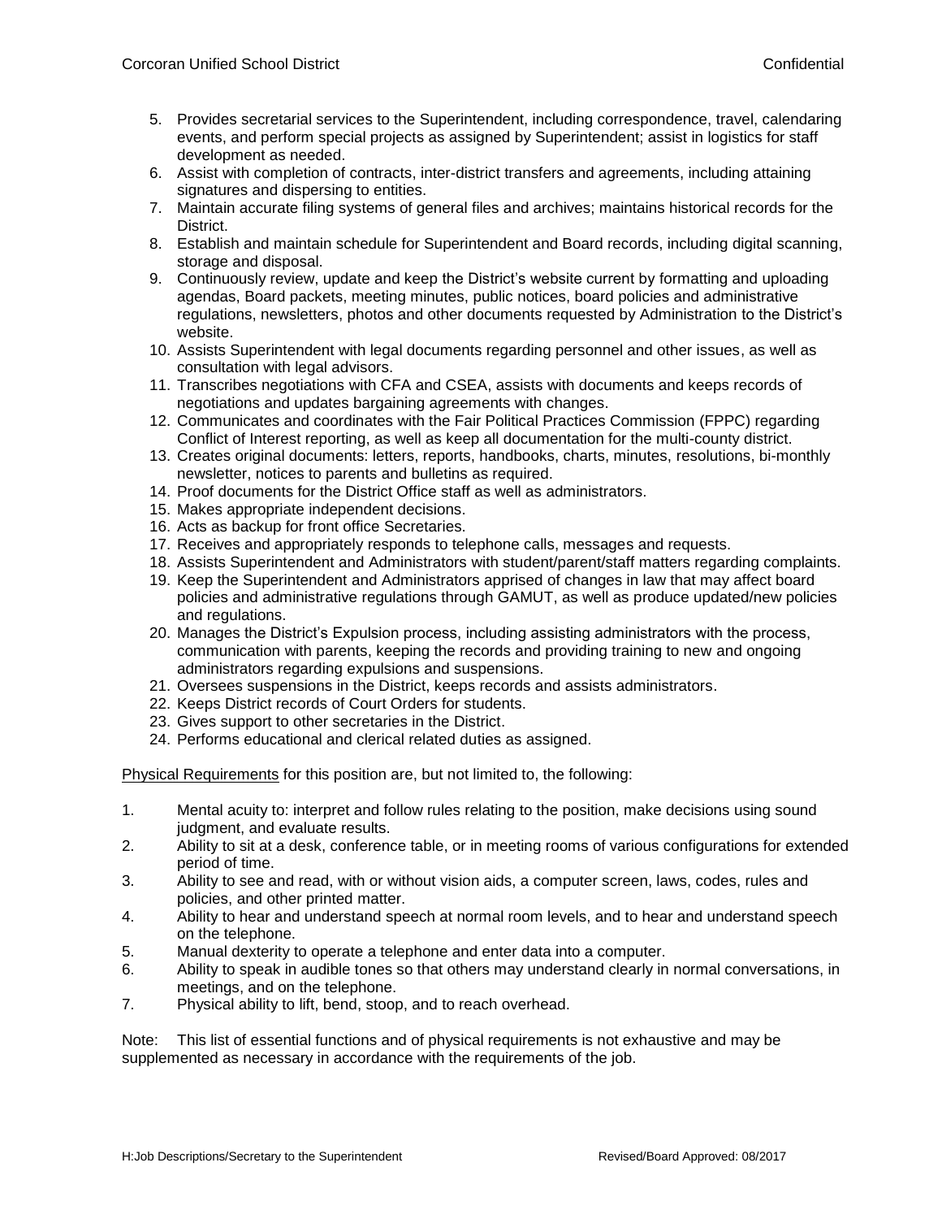5. Provides secretarial services to the Superintendent, including correspondence, travel, calendaring events, and perform special projects as assigned by Superintendent; assist in logistics for staff development as needed.
6. Assist with completion of contracts, inter-district transfers and agreements, including attaining signatures and dispersing to entities.
7. Maintain accurate filing systems of general files and archives; maintains historical records for the District.
8. Establish and maintain schedule for Superintendent and Board records, including digital scanning, storage and disposal.
9. Continuously review, update and keep the District's website current by formatting and uploading agendas, Board packets, meeting minutes, public notices, board policies and administrative regulations, newsletters, photos and other documents requested by Administration to the District's website.
10. Assists Superintendent with legal documents regarding personnel and other issues, as well as consultation with legal advisors.
11. Transcribes negotiations with CFA and CSEA, assists with documents and keeps records of negotiations and updates bargaining agreements with changes.
12. Communicates and coordinates with the Fair Political Practices Commission (FPPC) regarding Conflict of Interest reporting, as well as keep all documentation for the multi-county district.
13. Creates original documents: letters, reports, handbooks, charts, minutes, resolutions, bi-monthly newsletter, notices to parents and bulletins as required.
14. Proof documents for the District Office staff as well as administrators.
15. Makes appropriate independent decisions.
16. Acts as backup for front office Secretaries.
17. Receives and appropriately responds to telephone calls, messages and requests.
18. Assists Superintendent and Administrators with student/parent/staff matters regarding complaints.
19. Keep the Superintendent and Administrators apprised of changes in law that may affect board policies and administrative regulations through GAMUT, as well as produce updated/new policies and regulations.
20. Manages the District's Expulsion process, including assisting administrators with the process, communication with parents, keeping the records and providing training to new and ongoing administrators regarding expulsions and suspensions.
21. Oversees suspensions in the District, keeps records and assists administrators.
22. Keeps District records of Court Orders for students.
23. Gives support to other secretaries in the District.
24. Performs educational and clerical related duties as assigned.

Physical Requirements for this position are, but not limited to, the following:

1. Mental acuity to: interpret and follow rules relating to the position, make decisions using sound judgment, and evaluate results.
2. Ability to sit at a desk, conference table, or in meeting rooms of various configurations for extended period of time.
3. Ability to see and read, with or without vision aids, a computer screen, laws, codes, rules and policies, and other printed matter.
4. Ability to hear and understand speech at normal room levels, and to hear and understand speech on the telephone.
5. Manual dexterity to operate a telephone and enter data into a computer.
6. Ability to speak in audible tones so that others may understand clearly in normal conversations, in meetings, and on the telephone.
7. Physical ability to lift, bend, stoop, and to reach overhead.

Note: This list of essential functions and of physical requirements is not exhaustive and may be supplemented as necessary in accordance with the requirements of the job.